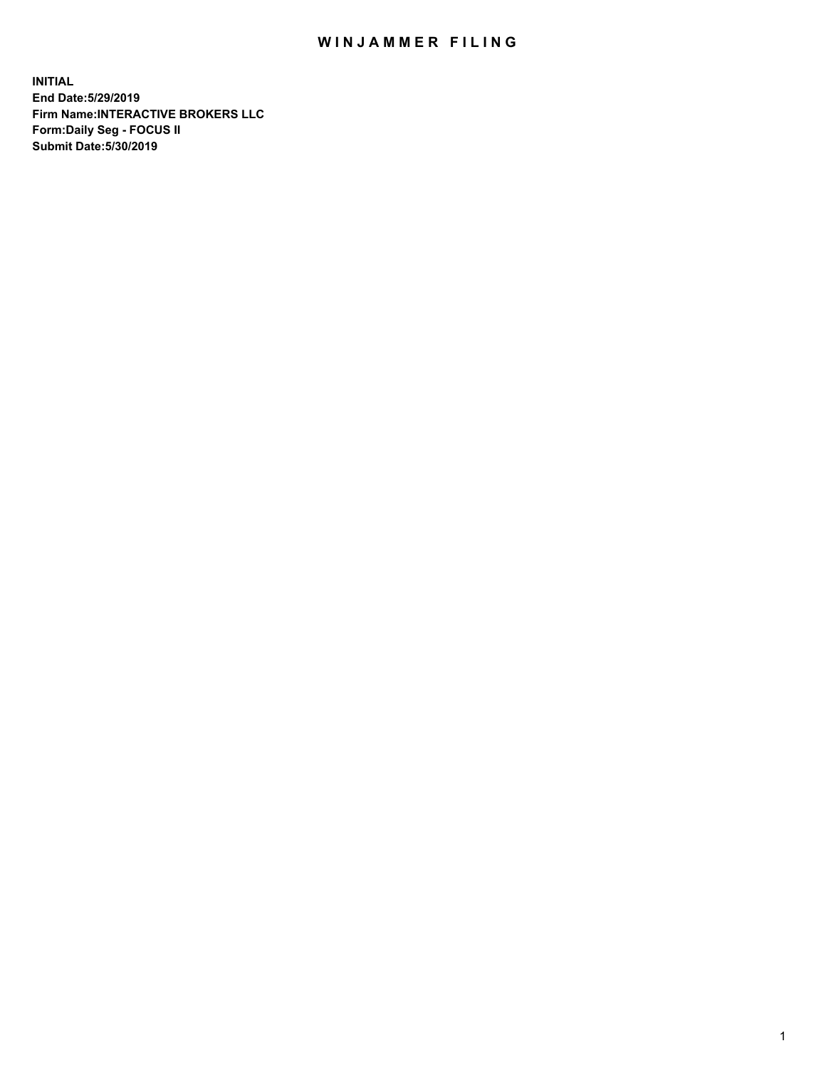# WINJAMMER FILING

**INITIAL**
**End Date:5/29/2019**
**Firm Name:INTERACTIVE BROKERS LLC**
**Form:Daily Seg - FOCUS II**
**Submit Date:5/30/2019**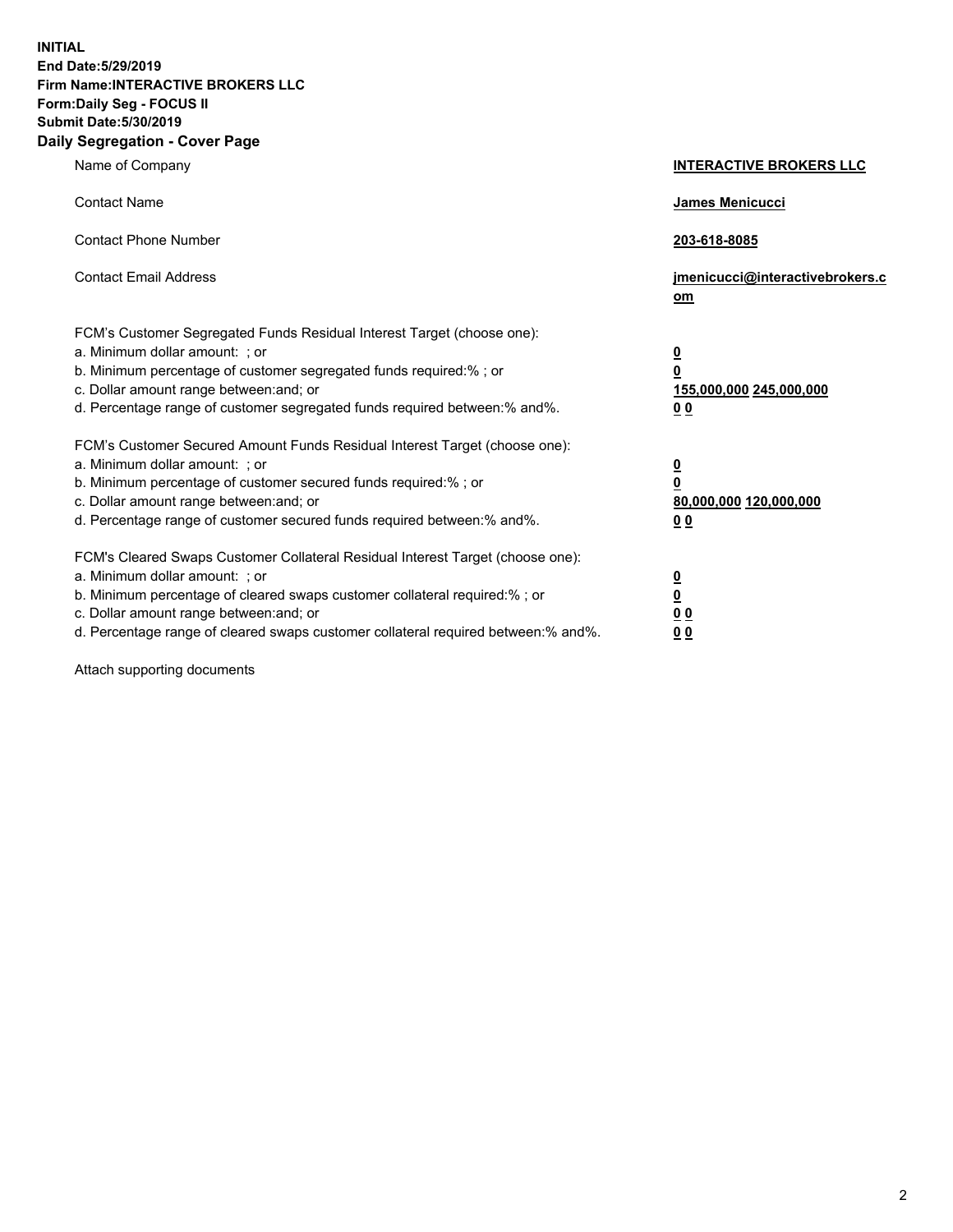**INITIAL**
**End Date:5/29/2019**
**Firm Name:INTERACTIVE BROKERS LLC**
**Form:Daily Seg - FOCUS II**
**Submit Date:5/30/2019**

## Daily Segregation - Cover Page

| | |
|---|---|
| Name of Company | **INTERACTIVE BROKERS LLC** |
| Contact Name | **James Menicucci** |
| Contact Phone Number | **203-618-8085** |
| Contact Email Address | **jmenicucci@interactivebrokers.com** |

| | |
|---|---|
| FCM's Customer Segregated Funds Residual Interest Target (choose one): | |
| a. Minimum dollar amount: ; or | **0** |
| b. Minimum percentage of customer segregated funds required:% ; or | **0** |
| c. Dollar amount range between:and; or | **155,000,000 245,000,000** |
| d. Percentage range of customer segregated funds required between:% and%. | **0 0** |
| FCM's Customer Secured Amount Funds Residual Interest Target (choose one): | |
| a. Minimum dollar amount: ; or | **0** |
| b. Minimum percentage of customer secured funds required:% ; or | **0** |
| c. Dollar amount range between:and; or | **80,000,000 120,000,000** |
| d. Percentage range of customer secured funds required between:% and%. | **0 0** |
| FCM's Cleared Swaps Customer Collateral Residual Interest Target (choose one): | |
| a. Minimum dollar amount: ; or | **0** |
| b. Minimum percentage of cleared swaps customer collateral required:% ; or | **0** |
| c. Dollar amount range between:and; or | **0 0** |
| d. Percentage range of cleared swaps customer collateral required between:% and%. | **0 0** |

Attach supporting documents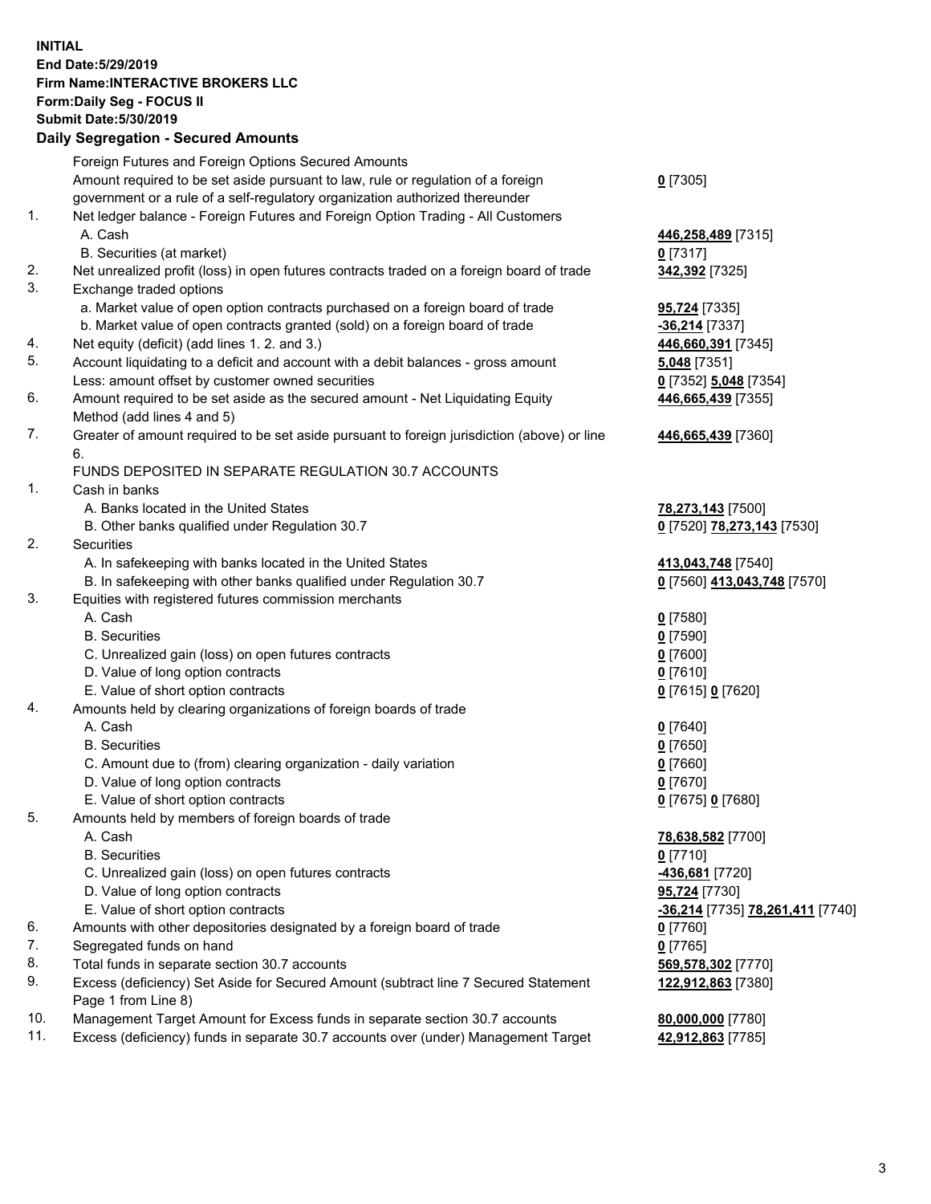**INITIAL**
**End Date:5/29/2019**
**Firm Name:INTERACTIVE BROKERS LLC**
**Form:Daily Seg - FOCUS II**
**Submit Date:5/30/2019**

## Daily Segregation - Secured Amounts

| | | |
|---|---|---|
| | Foreign Futures and Foreign Options Secured Amounts | |
| | Amount required to be set aside pursuant to law, rule or regulation of a foreign government or a rule of a self-regulatory organization authorized thereunder | **0** [7305] |
| 1. | Net ledger balance - Foreign Futures and Foreign Option Trading - All Customers | |
| | A. Cash | **446,258,489** [7315] |
| | B. Securities (at market) | **0** [7317] |
| 2. | Net unrealized profit (loss) in open futures contracts traded on a foreign board of trade | **342,392** [7325] |
| 3. | Exchange traded options | |
| | a. Market value of open option contracts purchased on a foreign board of trade | **95,724** [7335] |
| | b. Market value of open contracts granted (sold) on a foreign board of trade | **-36,214** [7337] |
| 4. | Net equity (deficit) (add lines 1. 2. and 3.) | **446,660,391** [7345] |
| 5. | Account liquidating to a deficit and account with a debit balances - gross amount | **5,048** [7351] |
| | Less: amount offset by customer owned securities | **0** [7352] **5,048** [7354] |
| 6. | Amount required to be set aside as the secured amount - Net Liquidating Equity Method (add lines 4 and 5) | **446,665,439** [7355] |
| 7. | Greater of amount required to be set aside pursuant to foreign jurisdiction (above) or line 6. | **446,665,439** [7360] |
| | FUNDS DEPOSITED IN SEPARATE REGULATION 30.7 ACCOUNTS | |
| 1. | Cash in banks | |
| | A. Banks located in the United States | **78,273,143** [7500] |
| | B. Other banks qualified under Regulation 30.7 | **0** [7520] **78,273,143** [7530] |
| 2. | Securities | |
| | A. In safekeeping with banks located in the United States | **413,043,748** [7540] |
| | B. In safekeeping with other banks qualified under Regulation 30.7 | **0** [7560] **413,043,748** [7570] |
| 3. | Equities with registered futures commission merchants | |
| | A. Cash | **0** [7580] |
| | B. Securities | **0** [7590] |
| | C. Unrealized gain (loss) on open futures contracts | **0** [7600] |
| | D. Value of long option contracts | **0** [7610] |
| | E. Value of short option contracts | **0** [7615] **0** [7620] |
| 4. | Amounts held by clearing organizations of foreign boards of trade | |
| | A. Cash | **0** [7640] |
| | B. Securities | **0** [7650] |
| | C. Amount due to (from) clearing organization - daily variation | **0** [7660] |
| | D. Value of long option contracts | **0** [7670] |
| | E. Value of short option contracts | **0** [7675] **0** [7680] |
| 5. | Amounts held by members of foreign boards of trade | |
| | A. Cash | **78,638,582** [7700] |
| | B. Securities | **0** [7710] |
| | C. Unrealized gain (loss) on open futures contracts | **-436,681** [7720] |
| | D. Value of long option contracts | **95,724** [7730] |
| | E. Value of short option contracts | **-36,214** [7735] **78,261,411** [7740] |
| 6. | Amounts with other depositories designated by a foreign board of trade | **0** [7760] |
| 7. | Segregated funds on hand | **0** [7765] |
| 8. | Total funds in separate section 30.7 accounts | **569,578,302** [7770] |
| 9. | Excess (deficiency) Set Aside for Secured Amount (subtract line 7 Secured Statement Page 1 from Line 8) | **122,912,863** [7380] |
| 10. | Management Target Amount for Excess funds in separate section 30.7 accounts | **80,000,000** [7780] |
| 11. | Excess (deficiency) funds in separate 30.7 accounts over (under) Management Target | **42,912,863** [7785] |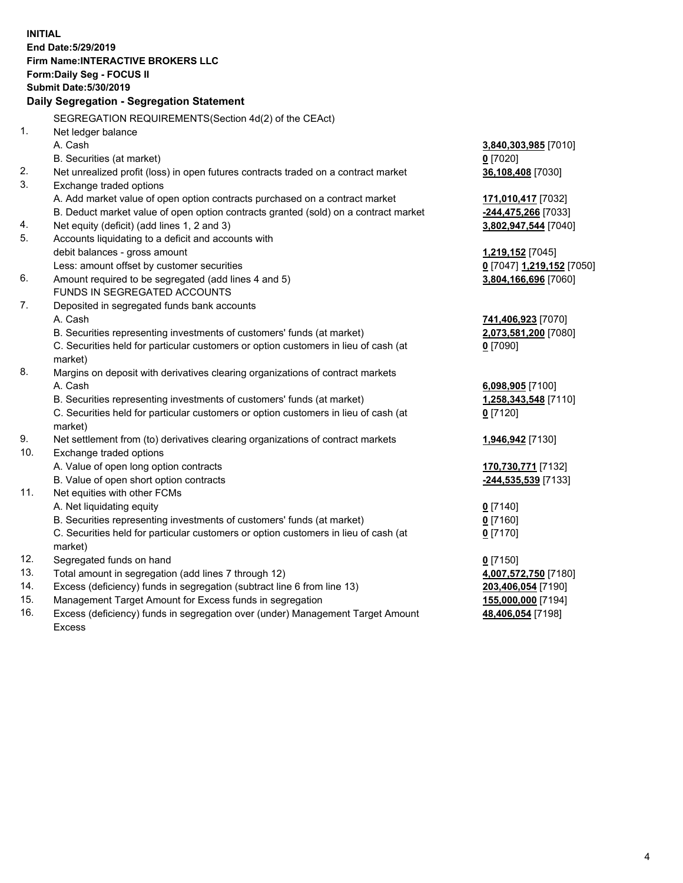**INITIAL**
**End Date:5/29/2019**
**Firm Name:INTERACTIVE BROKERS LLC**
**Form:Daily Seg - FOCUS II**
**Submit Date:5/30/2019**

**Daily Segregation - Segregation Statement**

SEGREGATION REQUIREMENTS(Section 4d(2) of the CEAct)

| | | |
|---|---|---|
| 1. | Net ledger balance | |
| | A. Cash | **3,840,303,985** [7010] |
| | B. Securities (at market) | **0** [7020] |
| 2. | Net unrealized profit (loss) in open futures contracts traded on a contract market | **36,108,408** [7030] |
| 3. | Exchange traded options | |
| | A. Add market value of open option contracts purchased on a contract market | **171,010,417** [7032] |
| | B. Deduct market value of open option contracts granted (sold) on a contract market | **-244,475,266** [7033] |
| 4. | Net equity (deficit) (add lines 1, 2 and 3) | **3,802,947,544** [7040] |
| 5. | Accounts liquidating to a deficit and accounts with debit balances - gross amount | **1,219,152** [7045] |
| | Less: amount offset by customer securities | **0** [7047] **1,219,152** [7050] |
| 6. | Amount required to be segregated (add lines 4 and 5) | **3,804,166,696** [7060] |
| | FUNDS IN SEGREGATED ACCOUNTS | |
| 7. | Deposited in segregated funds bank accounts | |
| | A. Cash | **741,406,923** [7070] |
| | B. Securities representing investments of customers' funds (at market) | **2,073,581,200** [7080] |
| | C. Securities held for particular customers or option customers in lieu of cash (at market) | **0** [7090] |
| 8. | Margins on deposit with derivatives clearing organizations of contract markets | |
| | A. Cash | **6,098,905** [7100] |
| | B. Securities representing investments of customers' funds (at market) | **1,258,343,548** [7110] |
| | C. Securities held for particular customers or option customers in lieu of cash (at market) | **0** [7120] |
| 9. | Net settlement from (to) derivatives clearing organizations of contract markets | **1,946,942** [7130] |
| 10. | Exchange traded options | |
| | A. Value of open long option contracts | **170,730,771** [7132] |
| | B. Value of open short option contracts | **-244,535,539** [7133] |
| 11. | Net equities with other FCMs | |
| | A. Net liquidating equity | **0** [7140] |
| | B. Securities representing investments of customers' funds (at market) | **0** [7160] |
| | C. Securities held for particular customers or option customers in lieu of cash (at market) | **0** [7170] |
| 12. | Segregated funds on hand | **0** [7150] |
| 13. | Total amount in segregation (add lines 7 through 12) | **4,007,572,750** [7180] |
| 14. | Excess (deficiency) funds in segregation (subtract line 6 from line 13) | **203,406,054** [7190] |
| 15. | Management Target Amount for Excess funds in segregation | **155,000,000** [7194] |
| 16. | Excess (deficiency) funds in segregation over (under) Management Target Amount Excess | **48,406,054** [7198] |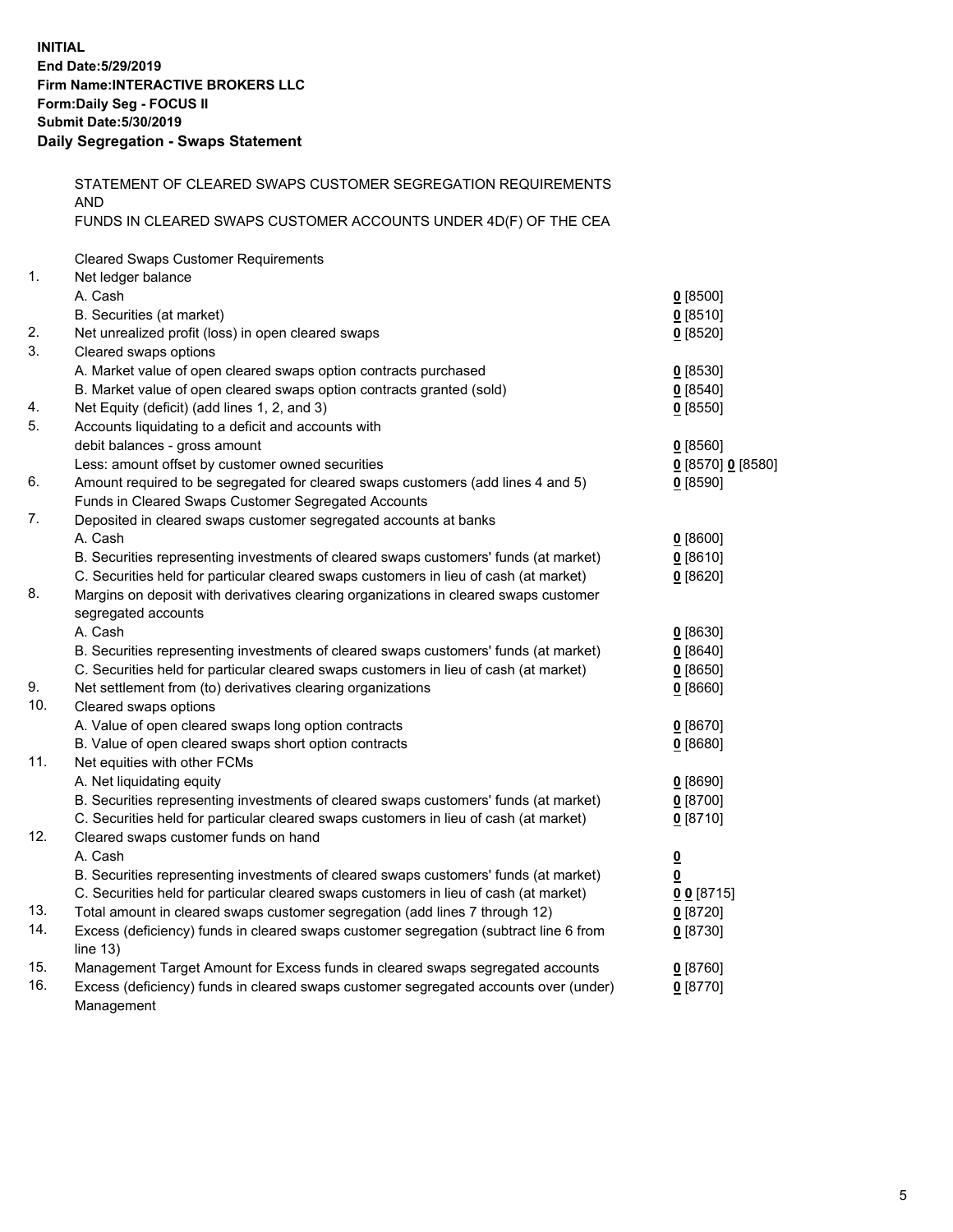**INITIAL**
**End Date:5/29/2019**
**Firm Name:INTERACTIVE BROKERS LLC**
**Form:Daily Seg - FOCUS II**
**Submit Date:5/30/2019**
**Daily Segregation - Swaps Statement**

STATEMENT OF CLEARED SWAPS CUSTOMER SEGREGATION REQUIREMENTS AND FUNDS IN CLEARED SWAPS CUSTOMER ACCOUNTS UNDER 4D(F) OF THE CEA

| | | |
|---|---|---|
| | Cleared Swaps Customer Requirements | |
| 1. | Net ledger balance | |
| | A. Cash | 0 [8500] |
| | B. Securities (at market) | 0 [8510] |
| 2. | Net unrealized profit (loss) in open cleared swaps | 0 [8520] |
| 3. | Cleared swaps options | |
| | A. Market value of open cleared swaps option contracts purchased | 0 [8530] |
| | B. Market value of open cleared swaps option contracts granted (sold) | 0 [8540] |
| 4. | Net Equity (deficit) (add lines 1, 2, and 3) | 0 [8550] |
| 5. | Accounts liquidating to a deficit and accounts with debit balances - gross amount | 0 [8560] |
| | Less: amount offset by customer owned securities | 0 [8570] 0 [8580] |
| 6. | Amount required to be segregated for cleared swaps customers (add lines 4 and 5) | 0 [8590] |
| | Funds in Cleared Swaps Customer Segregated Accounts | |
| 7. | Deposited in cleared swaps customer segregated accounts at banks | |
| | A. Cash | 0 [8600] |
| | B. Securities representing investments of cleared swaps customers' funds (at market) | 0 [8610] |
| | C. Securities held for particular cleared swaps customers in lieu of cash (at market) | 0 [8620] |
| 8. | Margins on deposit with derivatives clearing organizations in cleared swaps customer segregated accounts | |
| | A. Cash | 0 [8630] |
| | B. Securities representing investments of cleared swaps customers' funds (at market) | 0 [8640] |
| | C. Securities held for particular cleared swaps customers in lieu of cash (at market) | 0 [8650] |
| 9. | Net settlement from (to) derivatives clearing organizations | 0 [8660] |
| 10. | Cleared swaps options | |
| | A. Value of open cleared swaps long option contracts | 0 [8670] |
| | B. Value of open cleared swaps short option contracts | 0 [8680] |
| 11. | Net equities with other FCMs | |
| | A. Net liquidating equity | 0 [8690] |
| | B. Securities representing investments of cleared swaps customers' funds (at market) | 0 [8700] |
| | C. Securities held for particular cleared swaps customers in lieu of cash (at market) | 0 [8710] |
| 12. | Cleared swaps customer funds on hand | |
| | A. Cash | 0 |
| | B. Securities representing investments of cleared swaps customers' funds (at market) | 0 |
| | C. Securities held for particular cleared swaps customers in lieu of cash (at market) | 0 0 [8715] |
| 13. | Total amount in cleared swaps customer segregation (add lines 7 through 12) | 0 [8720] |
| 14. | Excess (deficiency) funds in cleared swaps customer segregation (subtract line 6 from line 13) | 0 [8730] |
| 15. | Management Target Amount for Excess funds in cleared swaps segregated accounts | 0 [8760] |
| 16. | Excess (deficiency) funds in cleared swaps customer segregated accounts over (under) Management | 0 [8770] |